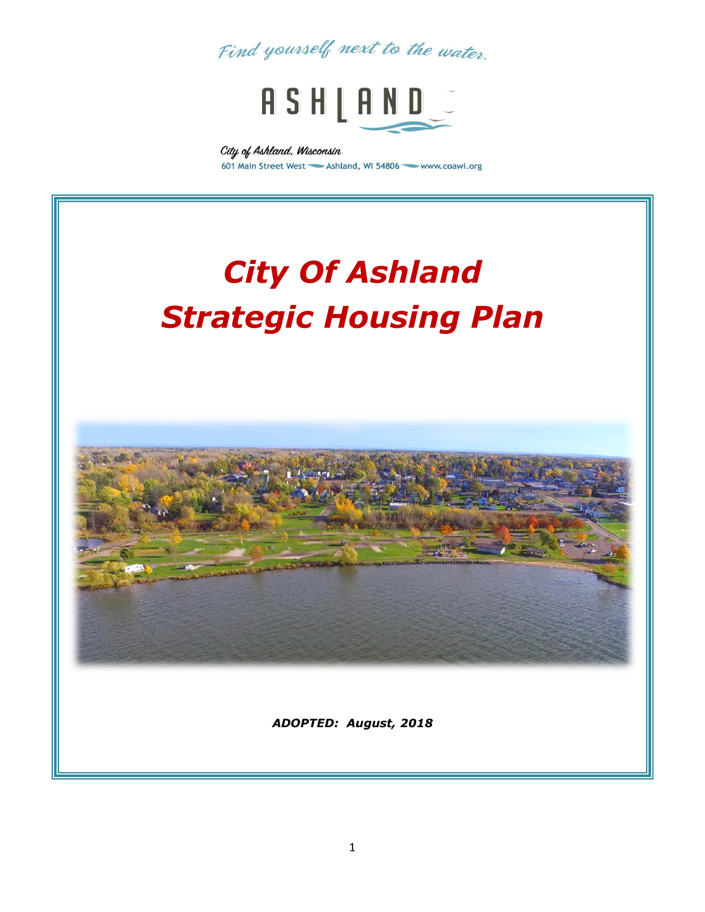*Find yourself next to the water.*

ASHLAND

City of Ashland, Wisconsin
601 Main Street West — Ashland, WI 54806 — www.coawi.org

# *City Of Ashland Strategic Housing Plan*

***ADOPTED: August, 2018***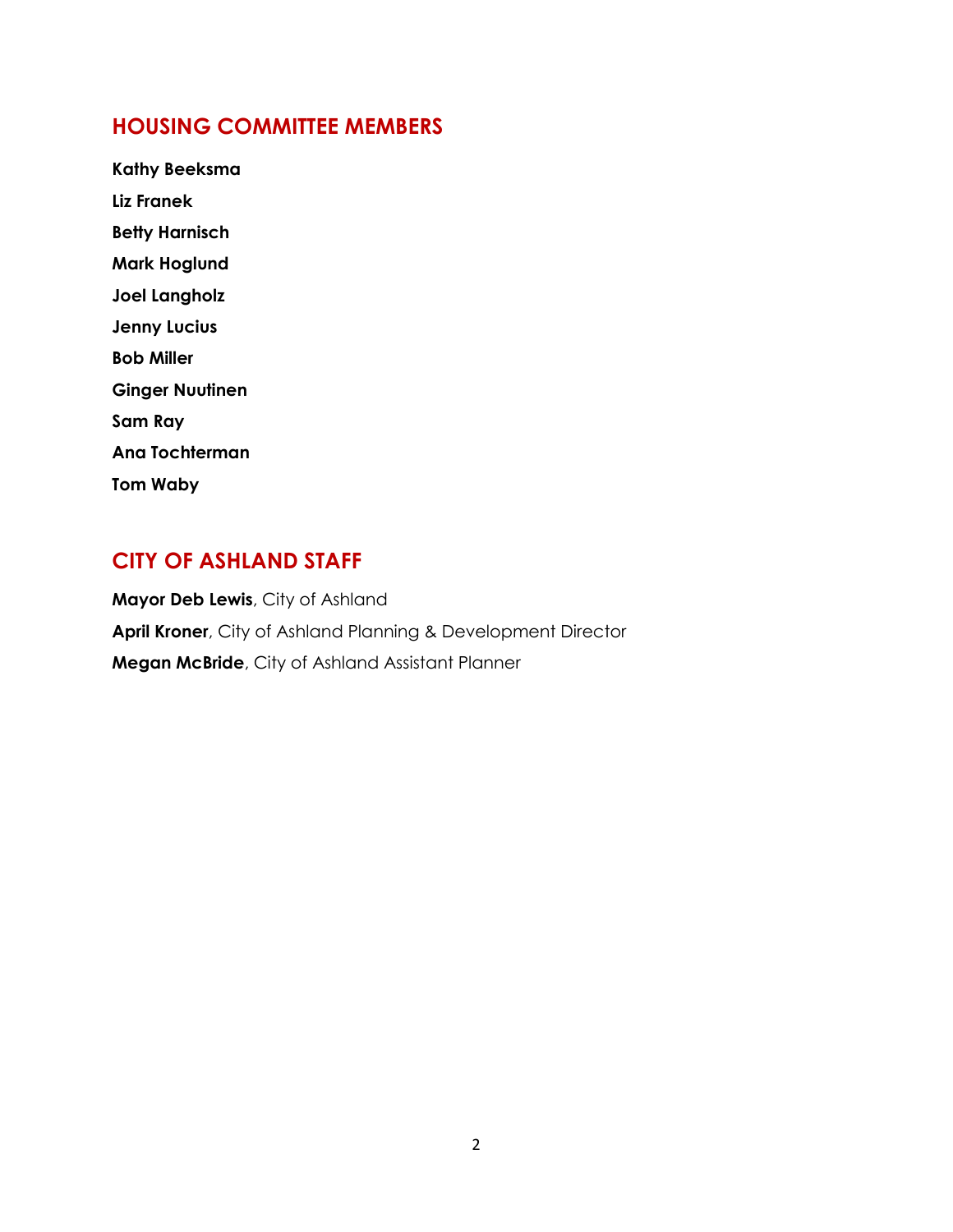## HOUSING COMMITTEE MEMBERS

**Kathy Beeksma**

**Liz Franek**

**Betty Harnisch**

**Mark Hoglund**

**Joel Langholz**

**Jenny Lucius**

**Bob Miller**

**Ginger Nuutinen**

**Sam Ray**

**Ana Tochterman**

**Tom Waby**

## CITY OF ASHLAND STAFF

**Mayor Deb Lewis**, City of Ashland

**April Kroner**, City of Ashland Planning & Development Director

**Megan McBride**, City of Ashland Assistant Planner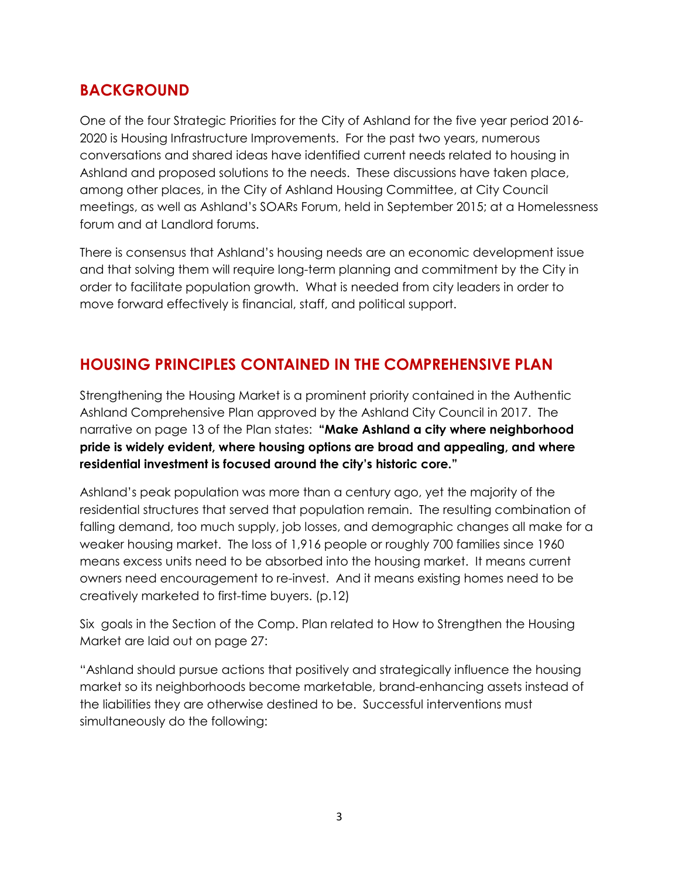## BACKGROUND

One of the four Strategic Priorities for the City of Ashland for the five year period 2016-2020 is Housing Infrastructure Improvements. For the past two years, numerous conversations and shared ideas have identified current needs related to housing in Ashland and proposed solutions to the needs. These discussions have taken place, among other places, in the City of Ashland Housing Committee, at City Council meetings, as well as Ashland's SOARs Forum, held in September 2015; at a Homelessness forum and at Landlord forums.

There is consensus that Ashland's housing needs are an economic development issue and that solving them will require long-term planning and commitment by the City in order to facilitate population growth. What is needed from city leaders in order to move forward effectively is financial, staff, and political support.

## HOUSING PRINCIPLES CONTAINED IN THE COMPREHENSIVE PLAN

Strengthening the Housing Market is a prominent priority contained in the Authentic Ashland Comprehensive Plan approved by the Ashland City Council in 2017. The narrative on page 13 of the Plan states: **"Make Ashland a city where neighborhood pride is widely evident, where housing options are broad and appealing, and where residential investment is focused around the city's historic core."**

Ashland's peak population was more than a century ago, yet the majority of the residential structures that served that population remain. The resulting combination of falling demand, too much supply, job losses, and demographic changes all make for a weaker housing market. The loss of 1,916 people or roughly 700 families since 1960 means excess units need to be absorbed into the housing market. It means current owners need encouragement to re-invest. And it means existing homes need to be creatively marketed to first-time buyers. (p.12)

Six goals in the Section of the Comp. Plan related to How to Strengthen the Housing Market are laid out on page 27:

"Ashland should pursue actions that positively and strategically influence the housing market so its neighborhoods become marketable, brand-enhancing assets instead of the liabilities they are otherwise destined to be. Successful interventions must simultaneously do the following: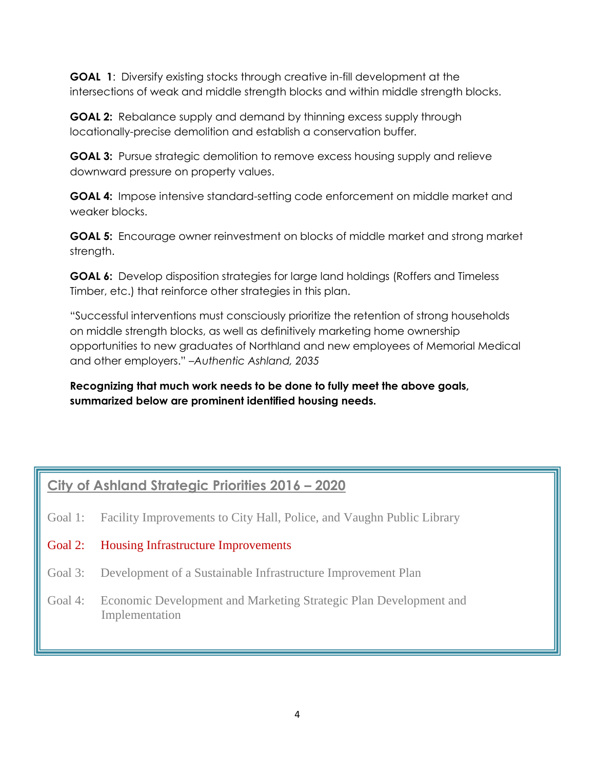**GOAL 1**: Diversify existing stocks through creative in-fill development at the intersections of weak and middle strength blocks and within middle strength blocks.

**GOAL 2:** Rebalance supply and demand by thinning excess supply through locationally-precise demolition and establish a conservation buffer.

**GOAL 3:** Pursue strategic demolition to remove excess housing supply and relieve downward pressure on property values.

**GOAL 4:** Impose intensive standard-setting code enforcement on middle market and weaker blocks.

**GOAL 5:** Encourage owner reinvestment on blocks of middle market and strong market strength.

**GOAL 6:** Develop disposition strategies for large land holdings (Roffers and Timeless Timber, etc.) that reinforce other strategies in this plan.

"Successful interventions must consciously prioritize the retention of strong households on middle strength blocks, as well as definitively marketing home ownership opportunities to new graduates of Northland and new employees of Memorial Medical and other employers." *–Authentic Ashland, 2035*

**Recognizing that much work needs to be done to fully meet the above goals, summarized below are prominent identified housing needs.**

## City of Ashland Strategic Priorities 2016 – 2020

Goal 1: Facility Improvements to City Hall, Police, and Vaughn Public Library

Goal 2: Housing Infrastructure Improvements

Goal 3: Development of a Sustainable Infrastructure Improvement Plan

Goal 4: Economic Development and Marketing Strategic Plan Development and Implementation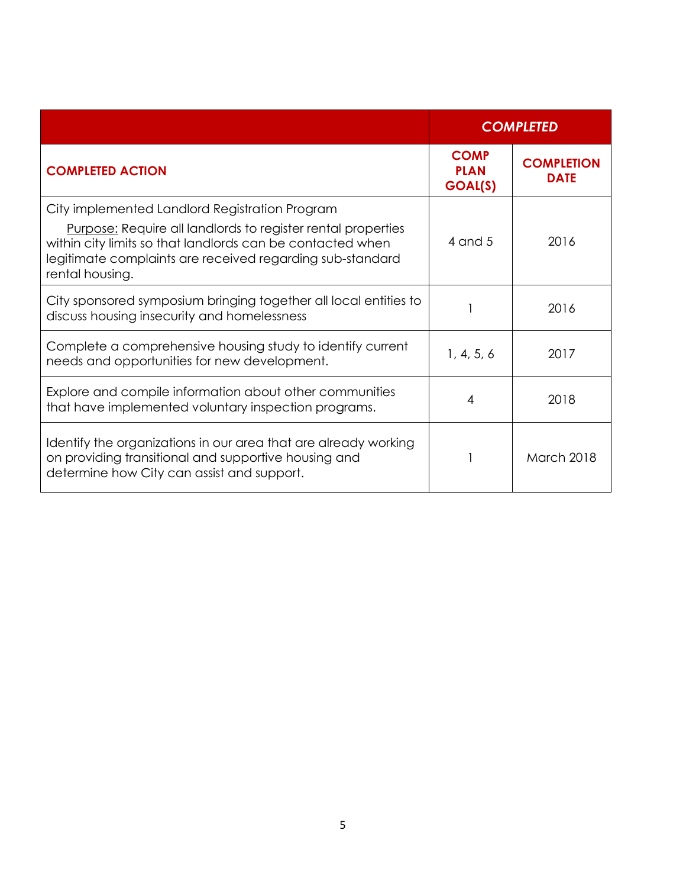| | *COMPLETED* | |
|---|---|---|
| **COMPLETED ACTION** | **COMP PLAN GOAL(S)** | **COMPLETION DATE** |
| City implemented Landlord Registration Program<br>Purpose: Require all landlords to register rental properties within city limits so that landlords can be contacted when legitimate complaints are received regarding sub-standard rental housing. | 4 and 5 | 2016 |
| City sponsored symposium bringing together all local entities to discuss housing insecurity and homelessness | 1 | 2016 |
| Complete a comprehensive housing study to identify current needs and opportunities for new development. | 1, 4, 5, 6 | 2017 |
| Explore and compile information about other communities that have implemented voluntary inspection programs. | 4 | 2018 |
| Identify the organizations in our area that are already working on providing transitional and supportive housing and determine how City can assist and support. | 1 | March 2018 |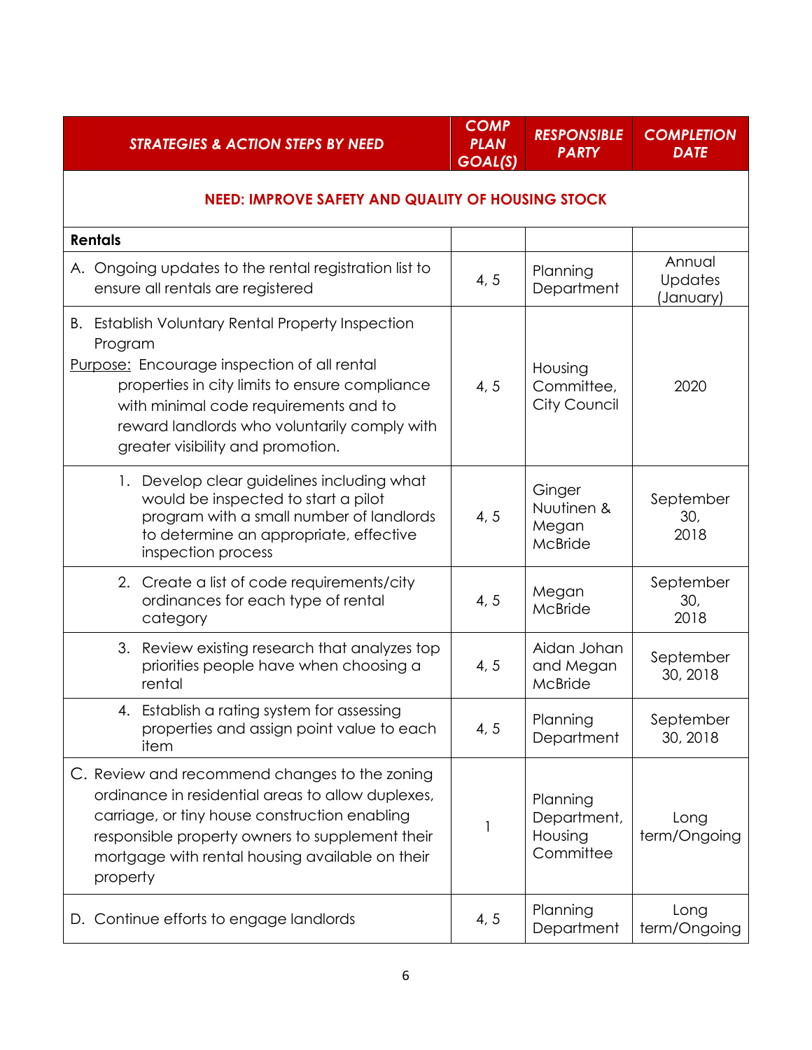| *STRATEGIES & ACTION STEPS BY NEED* | *COMP PLAN GOAL(S)* | *RESPONSIBLE PARTY* | *COMPLETION DATE* |
|---|---|---|---|
| **NEED: IMPROVE SAFETY AND QUALITY OF HOUSING STOCK** | | | |
| **Rentals** | | | |
| A. Ongoing updates to the rental registration list to ensure all rentals are registered | 4, 5 | Planning Department | Annual Updates (January) |
| B. Establish Voluntary Rental Property Inspection Program<br>Purpose: Encourage inspection of all rental properties in city limits to ensure compliance with minimal code requirements and to reward landlords who voluntarily comply with greater visibility and promotion. | 4, 5 | Housing Committee, City Council | 2020 |
| 1. Develop clear guidelines including what would be inspected to start a pilot program with a small number of landlords to determine an appropriate, effective inspection process | 4, 5 | Ginger Nuutinen & Megan McBride | September 30, 2018 |
| 2. Create a list of code requirements/city ordinances for each type of rental category | 4, 5 | Megan McBride | September 30, 2018 |
| 3. Review existing research that analyzes top priorities people have when choosing a rental | 4, 5 | Aidan Johan and Megan McBride | September 30, 2018 |
| 4. Establish a rating system for assessing properties and assign point value to each item | 4, 5 | Planning Department | September 30, 2018 |
| C. Review and recommend changes to the zoning ordinance in residential areas to allow duplexes, carriage, or tiny house construction enabling responsible property owners to supplement their mortgage with rental housing available on their property | 1 | Planning Department, Housing Committee | Long term/Ongoing |
| D. Continue efforts to engage landlords | 4, 5 | Planning Department | Long term/Ongoing |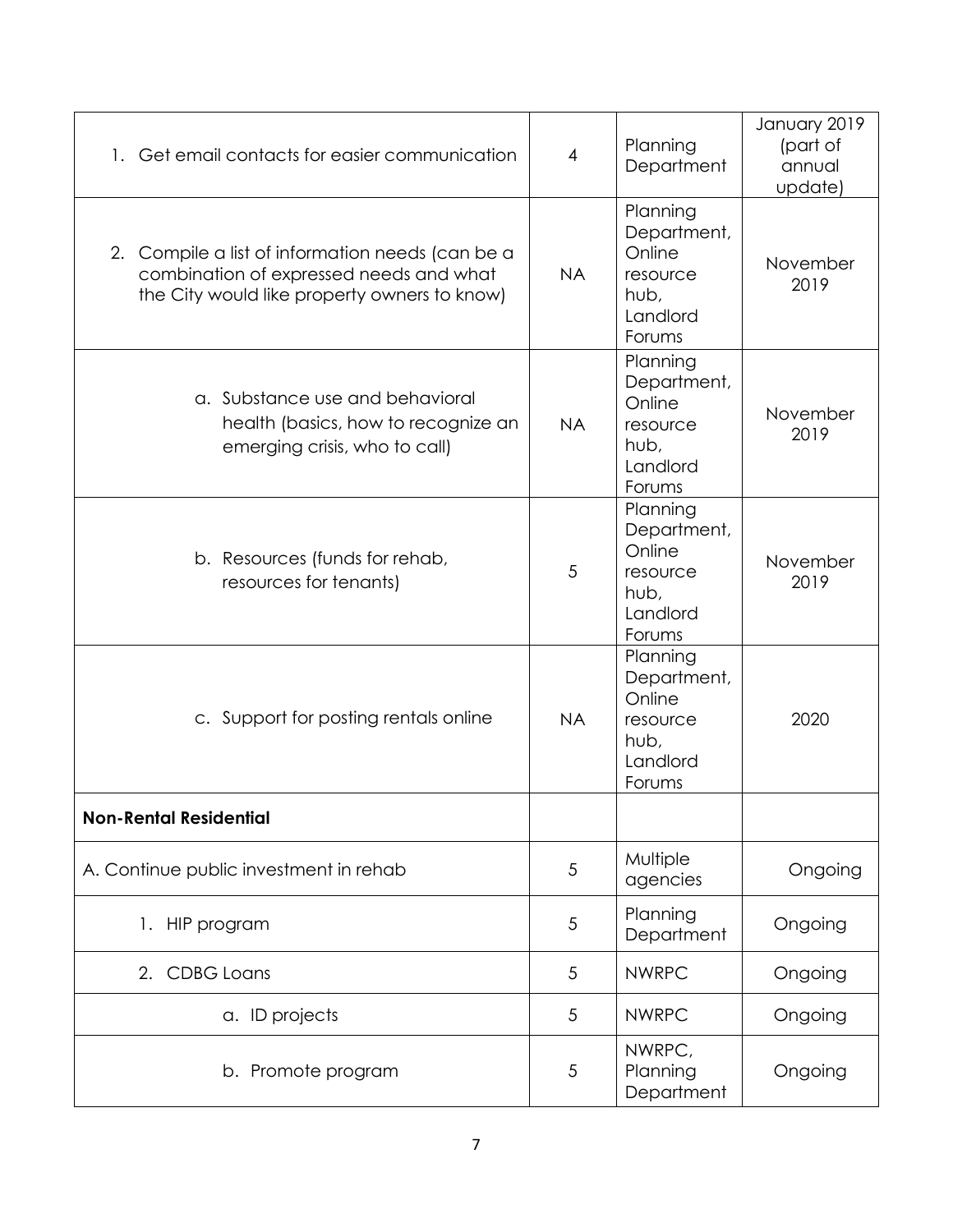| | | | |
|---|---|---|---|
| 1. Get email contacts for easier communication | 4 | Planning Department | January 2019 (part of annual update) |
| 2. Compile a list of information needs (can be a combination of expressed needs and what the City would like property owners to know) | NA | Planning Department, Online resource hub, Landlord Forums | November 2019 |
| a. Substance use and behavioral health (basics, how to recognize an emerging crisis, who to call) | NA | Planning Department, Online resource hub, Landlord Forums | November 2019 |
| b. Resources (funds for rehab, resources for tenants) | 5 | Planning Department, Online resource hub, Landlord Forums | November 2019 |
| c. Support for posting rentals online | NA | Planning Department, Online resource hub, Landlord Forums | 2020 |
| **Non-Rental Residential** | | | |
| A. Continue public investment in rehab | 5 | Multiple agencies | Ongoing |
| 1. HIP program | 5 | Planning Department | Ongoing |
| 2. CDBG Loans | 5 | NWRPC | Ongoing |
| a. ID projects | 5 | NWRPC | Ongoing |
| b. Promote program | 5 | NWRPC, Planning Department | Ongoing |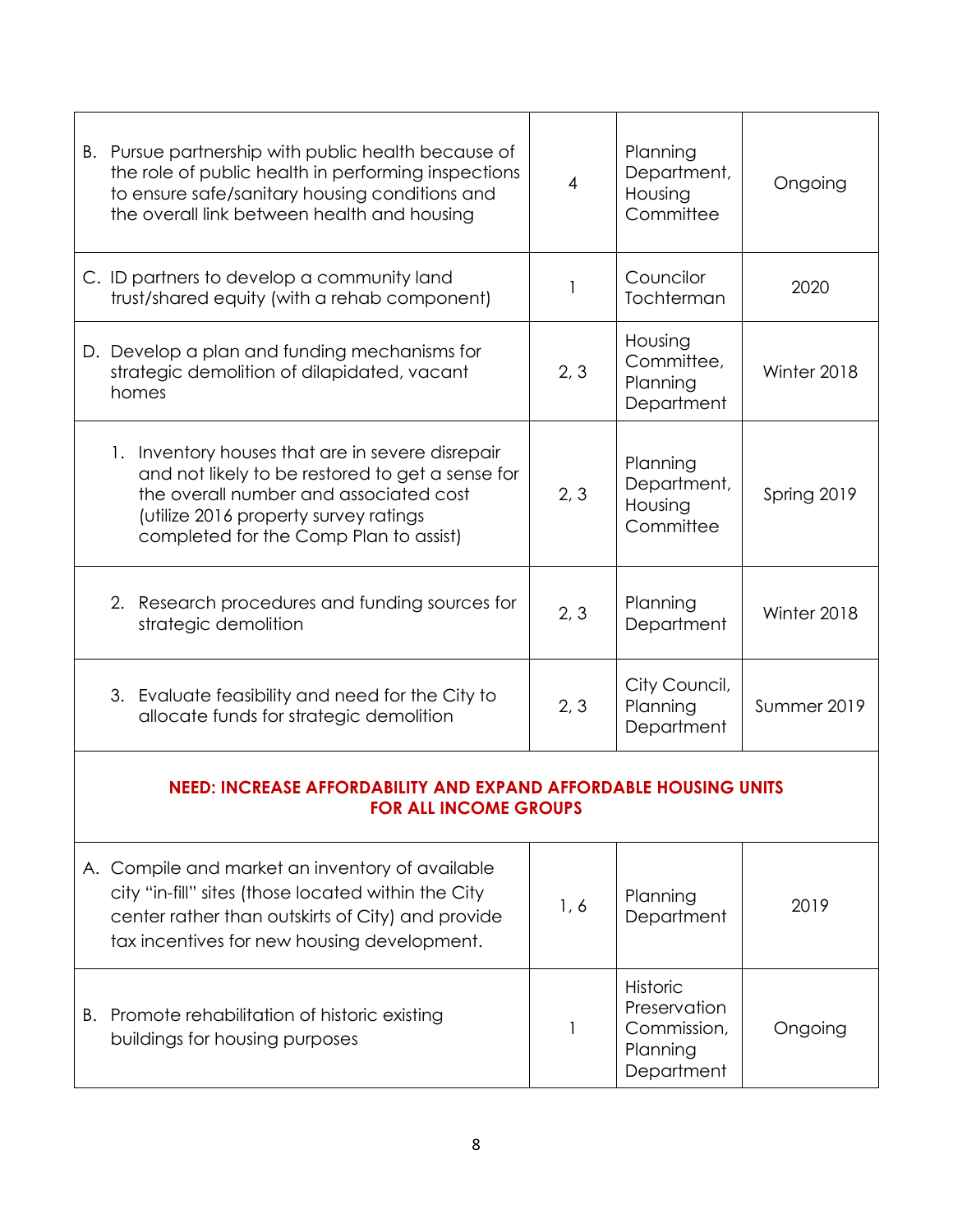| | | | |
|---|---|---|---|
| B. Pursue partnership with public health because of the role of public health in performing inspections to ensure safe/sanitary housing conditions and the overall link between health and housing | 4 | Planning Department, Housing Committee | Ongoing |
| C. ID partners to develop a community land trust/shared equity (with a rehab component) | 1 | Councilor Tochterman | 2020 |
| D. Develop a plan and funding mechanisms for strategic demolition of dilapidated, vacant homes | 2, 3 | Housing Committee, Planning Department | Winter 2018 |
| 1. Inventory houses that are in severe disrepair and not likely to be restored to get a sense for the overall number and associated cost (utilize 2016 property survey ratings completed for the Comp Plan to assist) | 2, 3 | Planning Department, Housing Committee | Spring 2019 |
| 2. Research procedures and funding sources for strategic demolition | 2, 3 | Planning Department | Winter 2018 |
| 3. Evaluate feasibility and need for the City to allocate funds for strategic demolition | 2, 3 | City Council, Planning Department | Summer 2019 |
| **NEED: INCREASE AFFORDABILITY AND EXPAND AFFORDABLE HOUSING UNITS FOR ALL INCOME GROUPS** | | | |
| A. Compile and market an inventory of available city "in-fill" sites (those located within the City center rather than outskirts of City) and provide tax incentives for new housing development. | 1, 6 | Planning Department | 2019 |
| B. Promote rehabilitation of historic existing buildings for housing purposes | 1 | Historic Preservation Commission, Planning Department | Ongoing |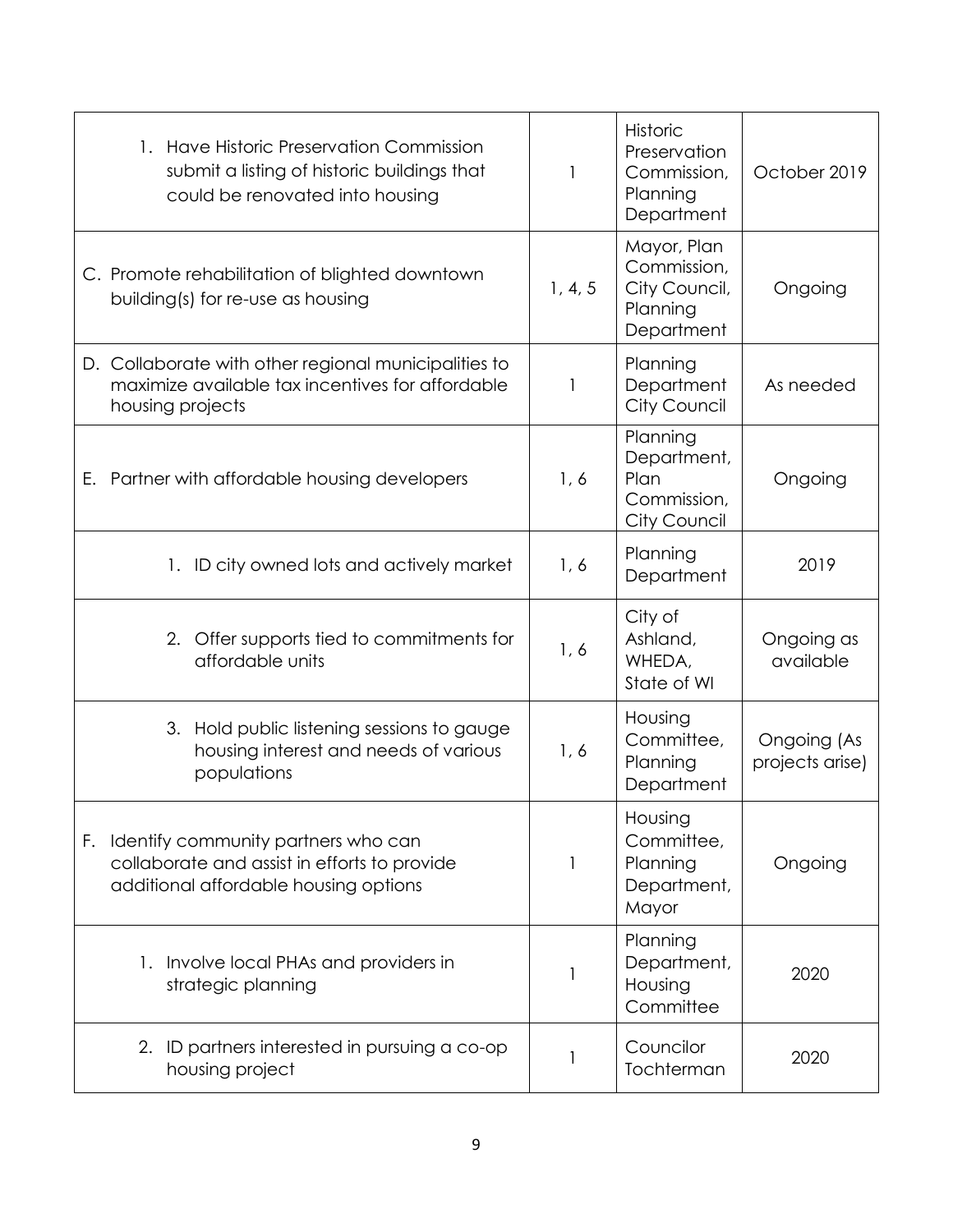| | | | |
|---|---|---|---|
| 1. Have Historic Preservation Commission submit a listing of historic buildings that could be renovated into housing | 1 | Historic Preservation Commission, Planning Department | October 2019 |
| C. Promote rehabilitation of blighted downtown building(s) for re-use as housing | 1, 4, 5 | Mayor, Plan Commission, City Council, Planning Department | Ongoing |
| D. Collaborate with other regional municipalities to maximize available tax incentives for affordable housing projects | 1 | Planning Department City Council | As needed |
| E. Partner with affordable housing developers | 1, 6 | Planning Department, Plan Commission, City Council | Ongoing |
| 1. ID city owned lots and actively market | 1, 6 | Planning Department | 2019 |
| 2. Offer supports tied to commitments for affordable units | 1, 6 | City of Ashland, WHEDA, State of WI | Ongoing as available |
| 3. Hold public listening sessions to gauge housing interest and needs of various populations | 1, 6 | Housing Committee, Planning Department | Ongoing (As projects arise) |
| F. Identify community partners who can collaborate and assist in efforts to provide additional affordable housing options | 1 | Housing Committee, Planning Department, Mayor | Ongoing |
| 1. Involve local PHAs and providers in strategic planning | 1 | Planning Department, Housing Committee | 2020 |
| 2. ID partners interested in pursuing a co-op housing project | 1 | Councilor Tochterman | 2020 |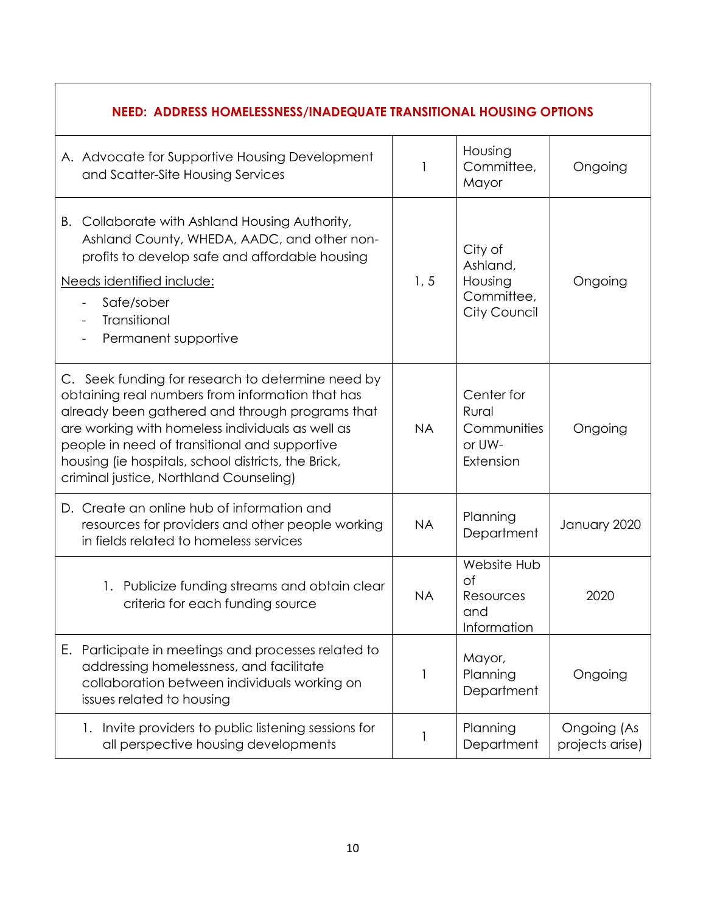| NEED: ADDRESS HOMELESSNESS/INADEQUATE TRANSITIONAL HOUSING OPTIONS | | | |
|---|---|---|---|
| A. Advocate for Supportive Housing Development and Scatter-Site Housing Services | 1 | Housing Committee, Mayor | Ongoing |
| B. Collaborate with Ashland Housing Authority, Ashland County, WHEDA, AADC, and other non-profits to develop safe and affordable housing<br>Needs identified include:<br>- Safe/sober<br>- Transitional<br>- Permanent supportive | 1, 5 | City of Ashland, Housing Committee, City Council | Ongoing |
| C. Seek funding for research to determine need by obtaining real numbers from information that has already been gathered and through programs that are working with homeless individuals as well as people in need of transitional and supportive housing (ie hospitals, school districts, the Brick, criminal justice, Northland Counseling) | NA | Center for Rural Communities or UW-Extension | Ongoing |
| D. Create an online hub of information and resources for providers and other people working in fields related to homeless services | NA | Planning Department | January 2020 |
| 1. Publicize funding streams and obtain clear criteria for each funding source | NA | Website Hub of Resources and Information | 2020 |
| E. Participate in meetings and processes related to addressing homelessness, and facilitate collaboration between individuals working on issues related to housing | 1 | Mayor, Planning Department | Ongoing |
| 1. Invite providers to public listening sessions for all perspective housing developments | 1 | Planning Department | Ongoing (As projects arise) |